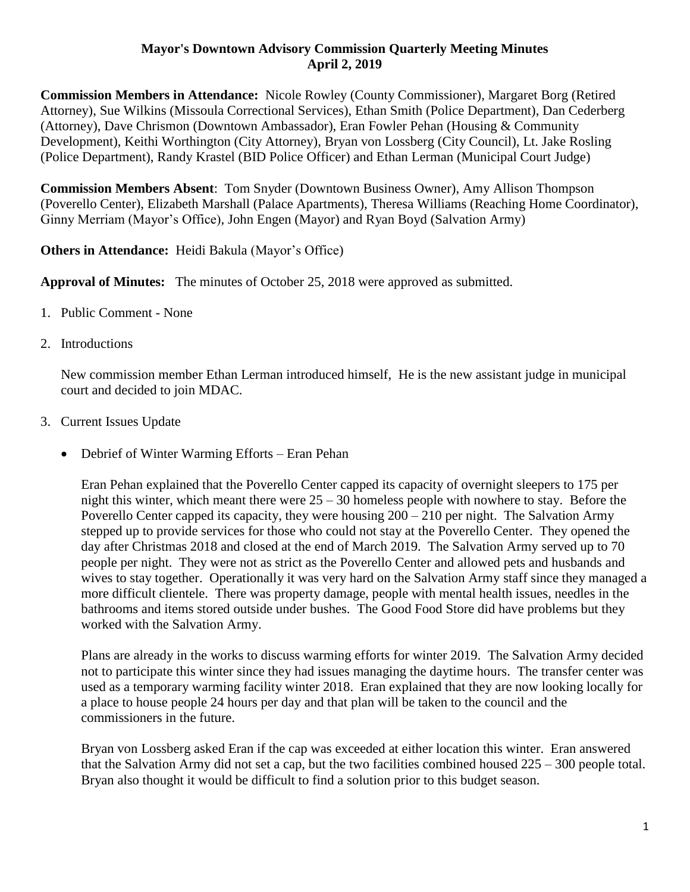# Mayor's Downtown Advisory Commission Quarterly Meeting Minutes
## April 2, 2019

**Commission Members in Attendance:** Nicole Rowley (County Commissioner), Margaret Borg (Retired Attorney), Sue Wilkins (Missoula Correctional Services), Ethan Smith (Police Department), Dan Cederberg (Attorney), Dave Chrismon (Downtown Ambassador), Eran Fowler Pehan (Housing & Community Development), Keithi Worthington (City Attorney), Bryan von Lossberg (City Council), Lt. Jake Rosling (Police Department), Randy Krastel (BID Police Officer) and Ethan Lerman (Municipal Court Judge)

**Commission Members Absent**: Tom Snyder (Downtown Business Owner), Amy Allison Thompson (Poverello Center), Elizabeth Marshall (Palace Apartments), Theresa Williams (Reaching Home Coordinator), Ginny Merriam (Mayor's Office), John Engen (Mayor) and Ryan Boyd (Salvation Army)

**Others in Attendance:** Heidi Bakula (Mayor's Office)

**Approval of Minutes:** The minutes of October 25, 2018 were approved as submitted.

1. Public Comment - None

2. Introductions

   New commission member Ethan Lerman introduced himself, He is the new assistant judge in municipal court and decided to join MDAC.

3. Current Issues Update

   - Debrief of Winter Warming Efforts – Eran Pehan

     Eran Pehan explained that the Poverello Center capped its capacity of overnight sleepers to 175 per night this winter, which meant there were 25 – 30 homeless people with nowhere to stay. Before the Poverello Center capped its capacity, they were housing 200 – 210 per night. The Salvation Army stepped up to provide services for those who could not stay at the Poverello Center. They opened the day after Christmas 2018 and closed at the end of March 2019. The Salvation Army served up to 70 people per night. They were not as strict as the Poverello Center and allowed pets and husbands and wives to stay together. Operationally it was very hard on the Salvation Army staff since they managed a more difficult clientele. There was property damage, people with mental health issues, needles in the bathrooms and items stored outside under bushes. The Good Food Store did have problems but they worked with the Salvation Army.

     Plans are already in the works to discuss warming efforts for winter 2019. The Salvation Army decided not to participate this winter since they had issues managing the daytime hours. The transfer center was used as a temporary warming facility winter 2018. Eran explained that they are now looking locally for a place to house people 24 hours per day and that plan will be taken to the council and the commissioners in the future.

     Bryan von Lossberg asked Eran if the cap was exceeded at either location this winter. Eran answered that the Salvation Army did not set a cap, but the two facilities combined housed 225 – 300 people total. Bryan also thought it would be difficult to find a solution prior to this budget season.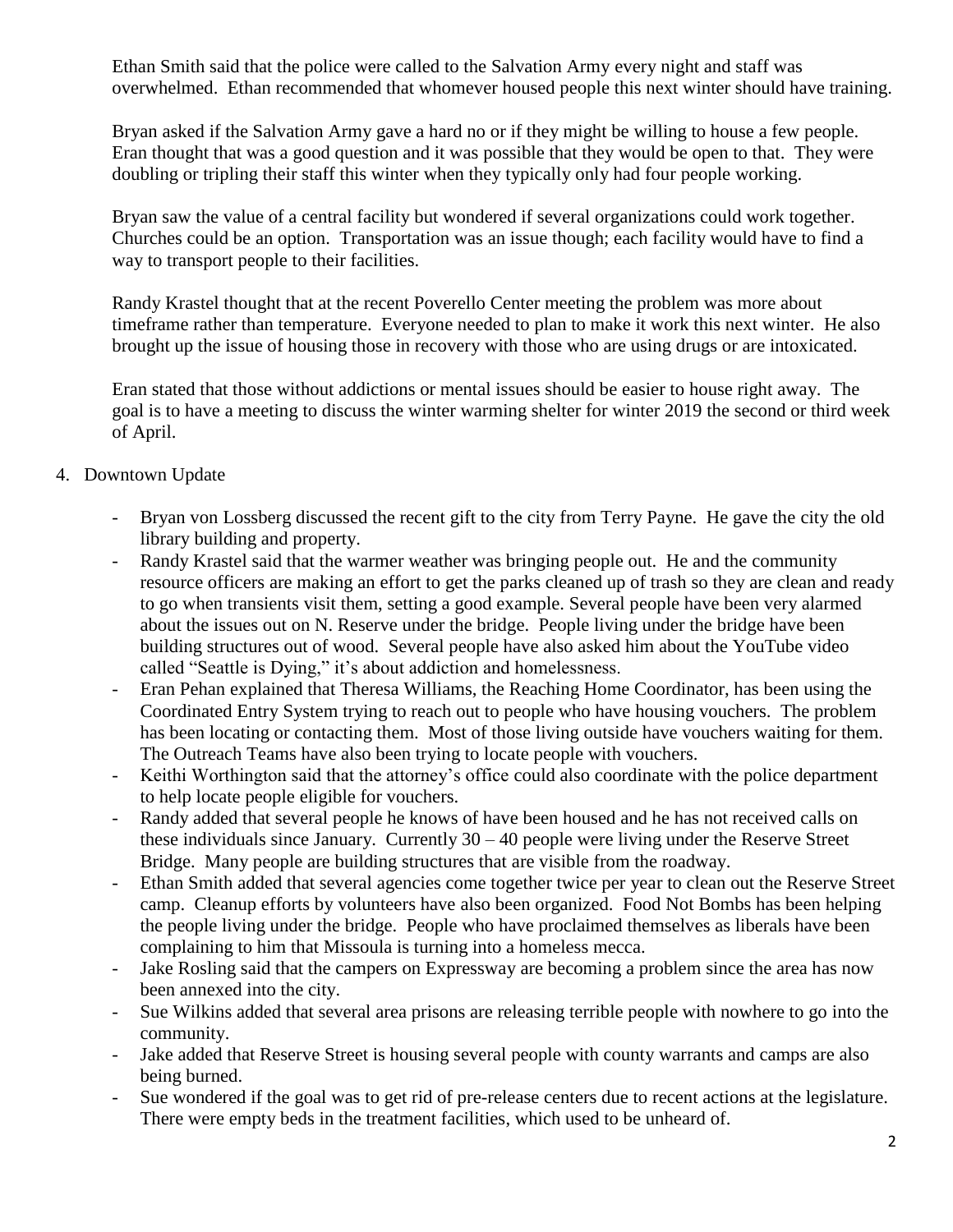Ethan Smith said that the police were called to the Salvation Army every night and staff was overwhelmed. Ethan recommended that whomever housed people this next winter should have training.

Bryan asked if the Salvation Army gave a hard no or if they might be willing to house a few people. Eran thought that was a good question and it was possible that they would be open to that. They were doubling or tripling their staff this winter when they typically only had four people working.

Bryan saw the value of a central facility but wondered if several organizations could work together. Churches could be an option. Transportation was an issue though; each facility would have to find a way to transport people to their facilities.

Randy Krastel thought that at the recent Poverello Center meeting the problem was more about timeframe rather than temperature. Everyone needed to plan to make it work this next winter. He also brought up the issue of housing those in recovery with those who are using drugs or are intoxicated.

Eran stated that those without addictions or mental issues should be easier to house right away. The goal is to have a meeting to discuss the winter warming shelter for winter 2019 the second or third week of April.

4. Downtown Update

- Bryan von Lossberg discussed the recent gift to the city from Terry Payne. He gave the city the old library building and property.
- Randy Krastel said that the warmer weather was bringing people out. He and the community resource officers are making an effort to get the parks cleaned up of trash so they are clean and ready to go when transients visit them, setting a good example. Several people have been very alarmed about the issues out on N. Reserve under the bridge. People living under the bridge have been building structures out of wood. Several people have also asked him about the YouTube video called "Seattle is Dying," it's about addiction and homelessness.
- Eran Pehan explained that Theresa Williams, the Reaching Home Coordinator, has been using the Coordinated Entry System trying to reach out to people who have housing vouchers. The problem has been locating or contacting them. Most of those living outside have vouchers waiting for them. The Outreach Teams have also been trying to locate people with vouchers.
- Keithi Worthington said that the attorney's office could also coordinate with the police department to help locate people eligible for vouchers.
- Randy added that several people he knows of have been housed and he has not received calls on these individuals since January. Currently 30 – 40 people were living under the Reserve Street Bridge. Many people are building structures that are visible from the roadway.
- Ethan Smith added that several agencies come together twice per year to clean out the Reserve Street camp. Cleanup efforts by volunteers have also been organized. Food Not Bombs has been helping the people living under the bridge. People who have proclaimed themselves as liberals have been complaining to him that Missoula is turning into a homeless mecca.
- Jake Rosling said that the campers on Expressway are becoming a problem since the area has now been annexed into the city.
- Sue Wilkins added that several area prisons are releasing terrible people with nowhere to go into the community.
- Jake added that Reserve Street is housing several people with county warrants and camps are also being burned.
- Sue wondered if the goal was to get rid of pre-release centers due to recent actions at the legislature. There were empty beds in the treatment facilities, which used to be unheard of.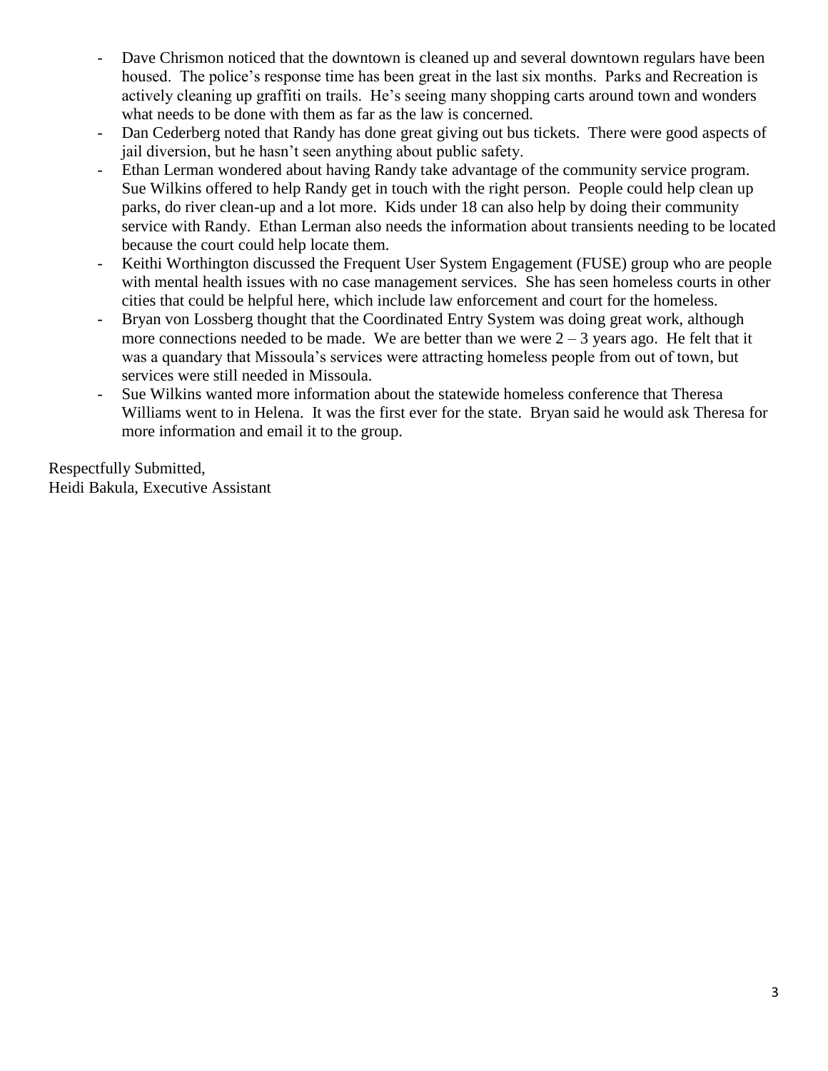- Dave Chrismon noticed that the downtown is cleaned up and several downtown regulars have been housed. The police's response time has been great in the last six months. Parks and Recreation is actively cleaning up graffiti on trails. He's seeing many shopping carts around town and wonders what needs to be done with them as far as the law is concerned.
- Dan Cederberg noted that Randy has done great giving out bus tickets. There were good aspects of jail diversion, but he hasn't seen anything about public safety.
- Ethan Lerman wondered about having Randy take advantage of the community service program. Sue Wilkins offered to help Randy get in touch with the right person. People could help clean up parks, do river clean-up and a lot more. Kids under 18 can also help by doing their community service with Randy. Ethan Lerman also needs the information about transients needing to be located because the court could help locate them.
- Keithi Worthington discussed the Frequent User System Engagement (FUSE) group who are people with mental health issues with no case management services. She has seen homeless courts in other cities that could be helpful here, which include law enforcement and court for the homeless.
- Bryan von Lossberg thought that the Coordinated Entry System was doing great work, although more connections needed to be made. We are better than we were 2 – 3 years ago. He felt that it was a quandary that Missoula's services were attracting homeless people from out of town, but services were still needed in Missoula.
- Sue Wilkins wanted more information about the statewide homeless conference that Theresa Williams went to in Helena. It was the first ever for the state. Bryan said he would ask Theresa for more information and email it to the group.

Respectfully Submitted,
Heidi Bakula, Executive Assistant